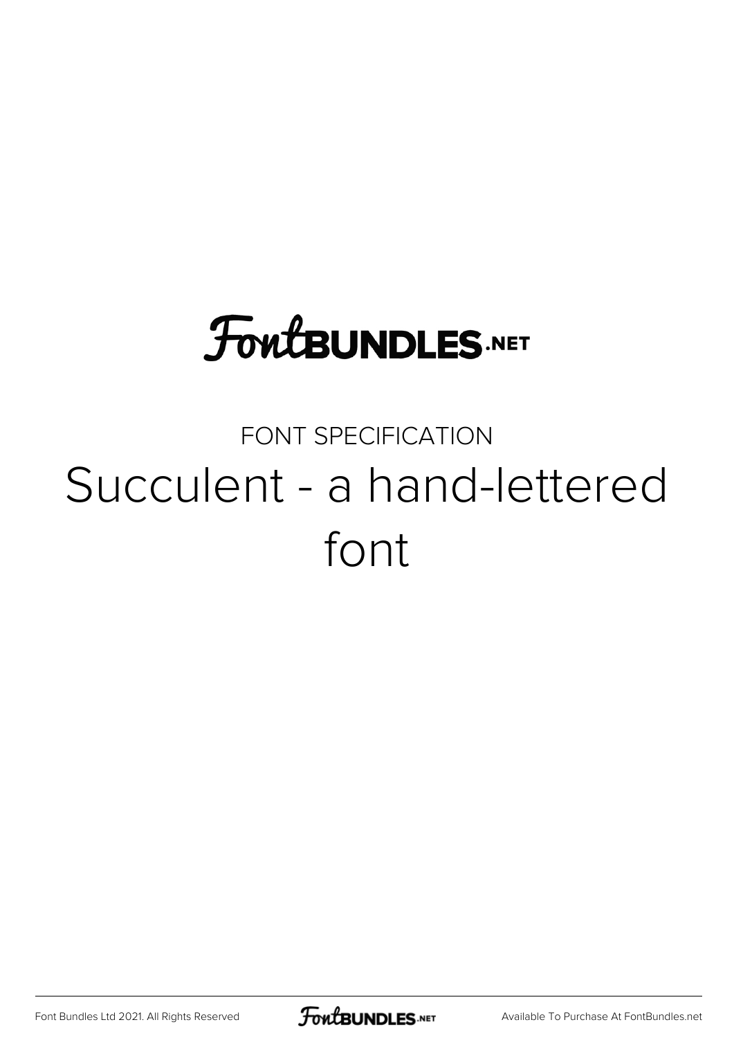FontBUNDLES.NET

FONT SPECIFICATION

# Succulent - a hand-lettered font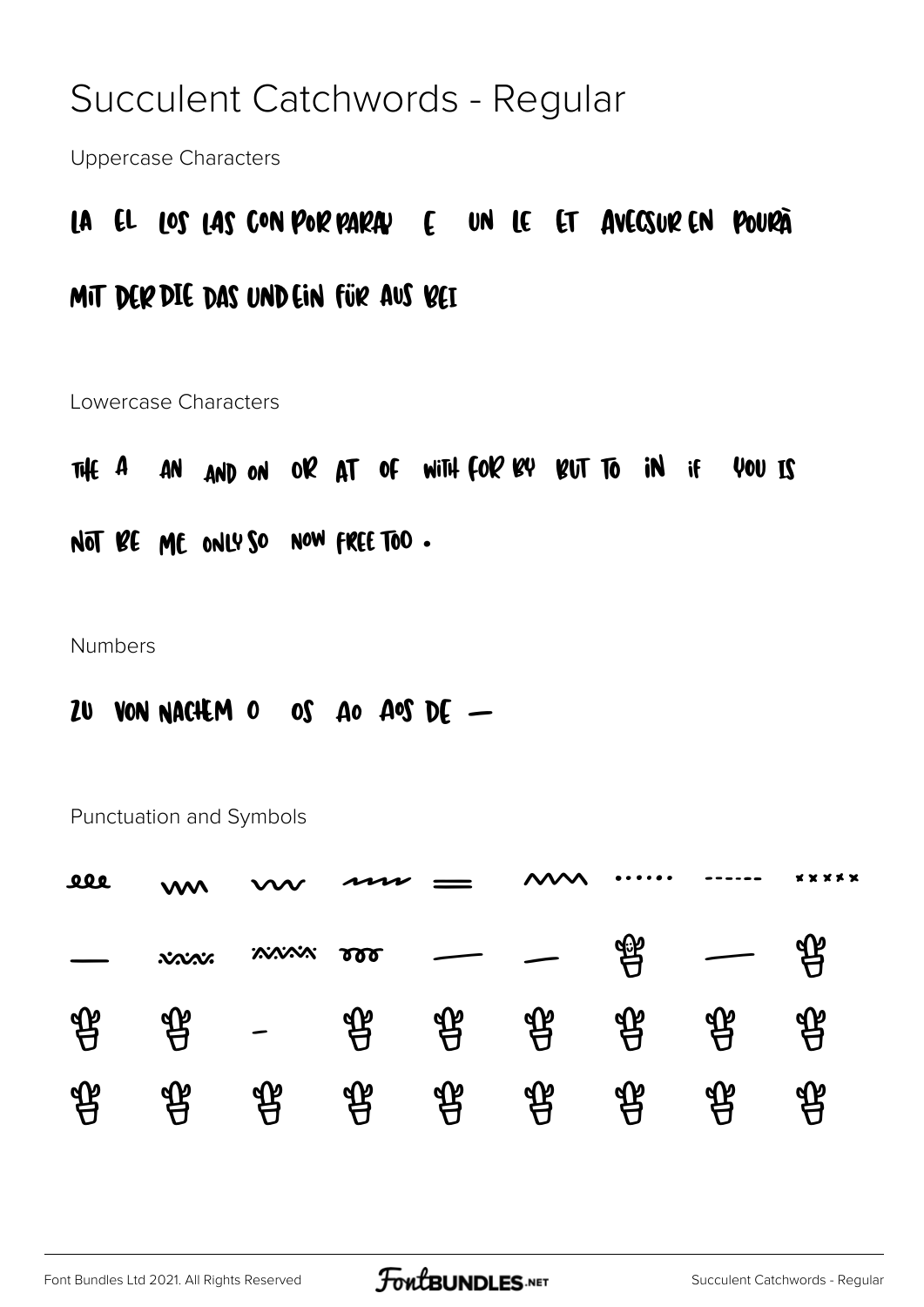# Succulent Catchwords - Regular

Uppercase Characters

LA EL LOS LAS CON POR PARA U E UN LE ET AVEC SUR EN POUR À

MIT DER DIE DAS UND EIN FÜR AUS BEI

Lowercase Characters

THE A AN AND ON OR AT OF WITH FOR BY BUT TO IN IF YOU IS

NOT BE ME ONLY SO NOW FREE TOO .

Numbers

ZU VON NACHEM O OS AO AOS DE —

Punctuation and Symbols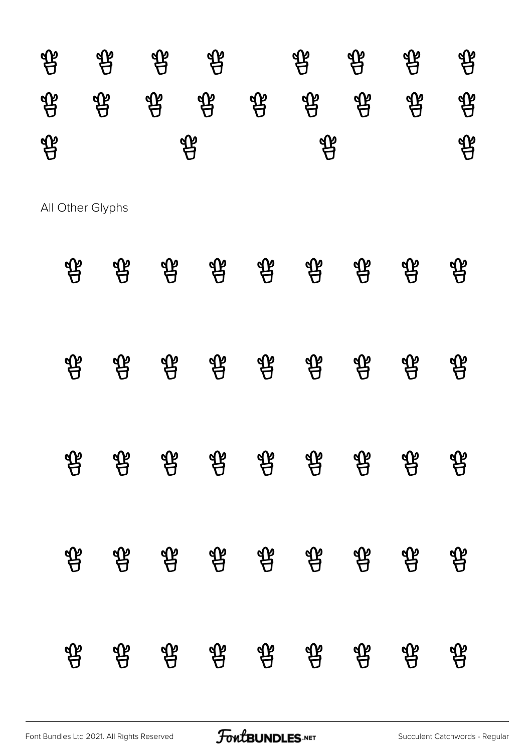All Other Glyphs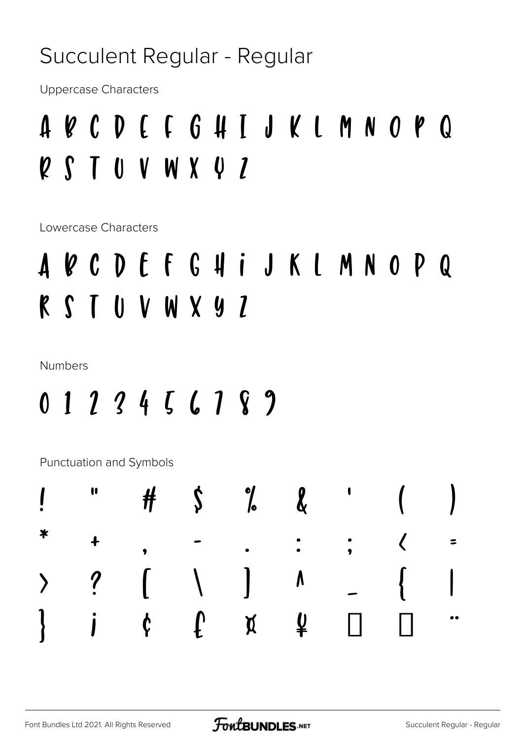# Succulent Regular - Regular

Uppercase Characters

A B C D E F G H I J K L M N O P Q
R S T U V W X Y Z

Lowercase Characters

a b c d e f g h i j k l m n o p q
r s t u v w x y z

Numbers

0 1 2 3 4 5 6 7 8 9

Punctuation and Symbols

! " # $ % & ' ( )
* + , - . : ; < =
> ? [ \ ] ^ _ { |
} ¡ ¢ £ ¤ ¥ □ □ ¨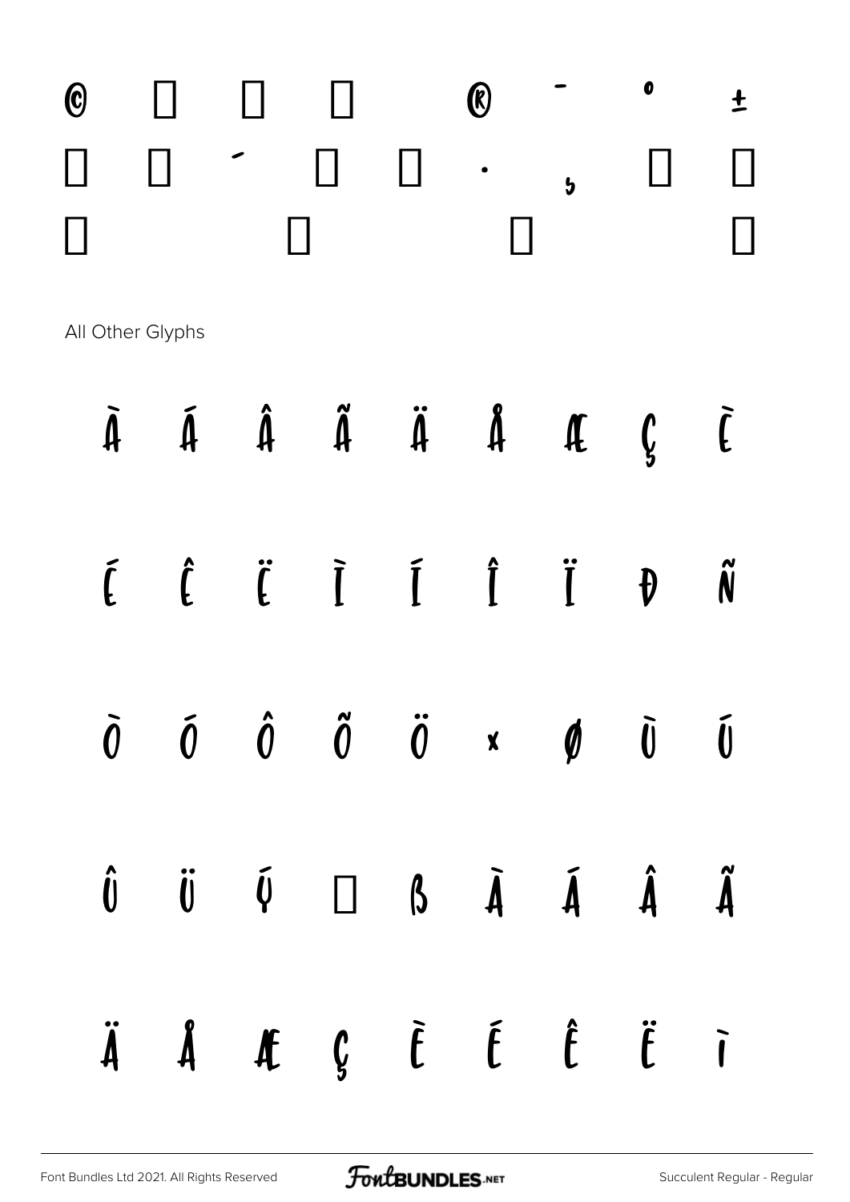© ® - ° ±

´ · ¸

All Other Glyphs

À Á Â Ã Ä Å Æ Ç È

É Ê Ë Ì Í Î Ï Ð Ñ

Ò Ó Ô Õ Ö × Ø Ù Ú

Û Ü Ý ß à á â ã

ä å æ ç è é ê ë ì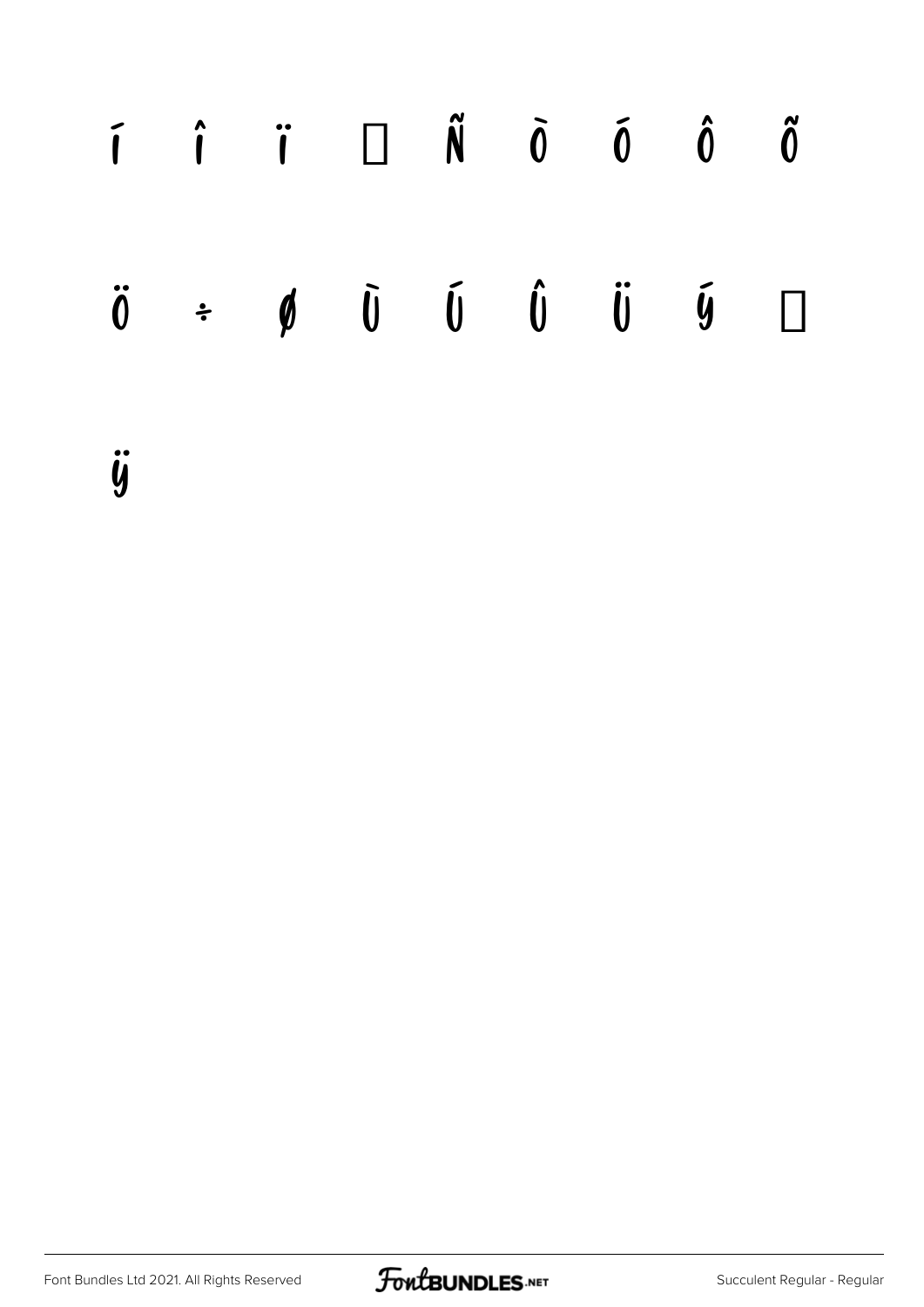í î ï  Ñ ò ó ô õ

ö ÷ ø ù ú û ü ý 

ÿ